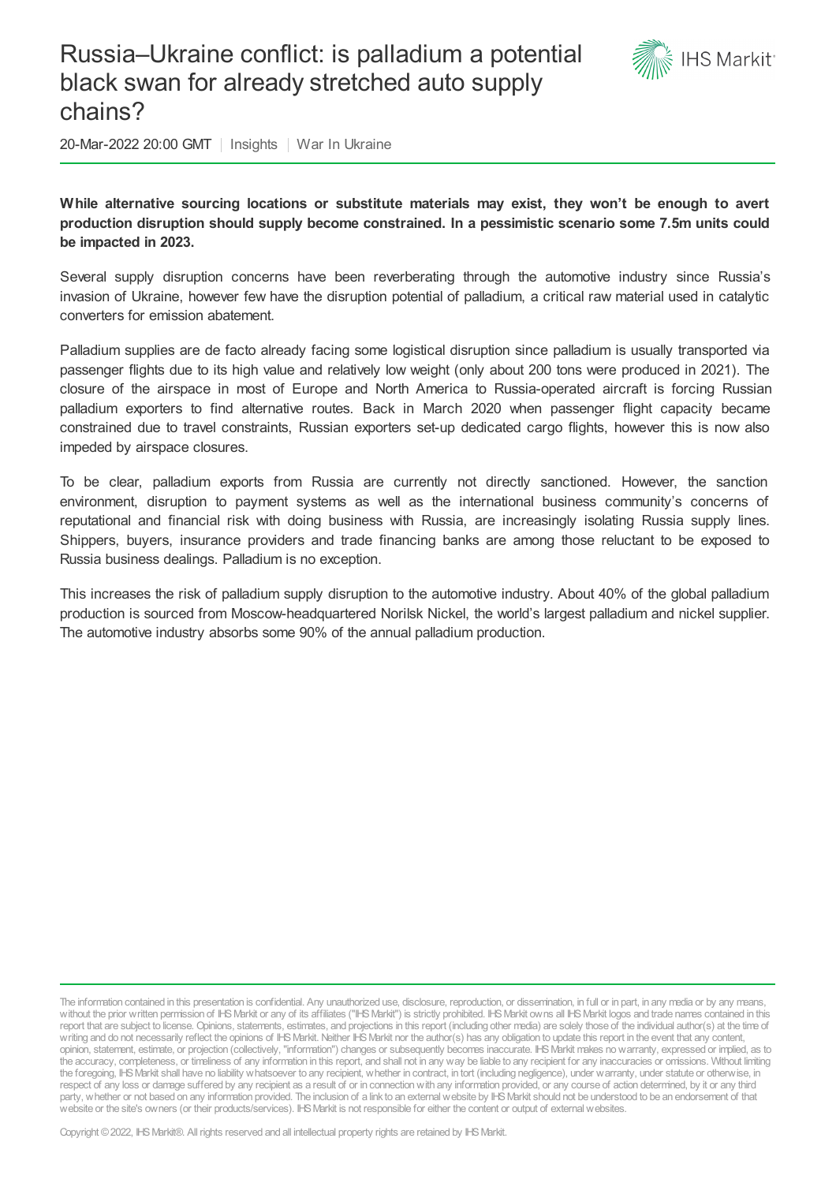# Russia–Ukraine conflict: is palladium a potential black swan for already stretched auto supply chains?

20-Mar-2022 20:00 GMT | Insights | War In Ukraine

**While alternative sourcing locations or substitute materials may exist, they won't be enough to avert production disruption should supply become constrained. In a pessimistic scenario some 7.5m units could be impacted in 2023.**

Several supply disruption concerns have been reverberating through the automotive industry since Russia's invasion of Ukraine, however few have the disruption potential of palladium, a critical raw material used in catalytic converters for emission abatement.

Palladium supplies are de facto already facing some logistical disruption since palladium is usually transported via passenger flights due to its high value and relatively low weight (only about 200 tons were produced in 2021). The closure of the airspace in most of Europe and North America to Russia-operated aircraft is forcing Russian palladium exporters to find alternative routes. Back in March 2020 when passenger flight capacity became constrained due to travel constraints, Russian exporters set-up dedicated cargo flights, however this is now also impeded by airspace closures.

To be clear, palladium exports from Russia are currently not directly sanctioned. However, the sanction environment, disruption to payment systems as well as the international business community's concerns of reputational and financial risk with doing business with Russia, are increasingly isolating Russia supply lines. Shippers, buyers, insurance providers and trade financing banks are among those reluctant to be exposed to Russia business dealings. Palladium is no exception.

This increases the risk of palladium supply disruption to the automotive industry. About 40% of the global palladium production is sourced from Moscow-headquartered Norilsk Nickel, the world's largest palladium and nickel supplier. The automotive industry absorbs some 90% of the annual palladium production.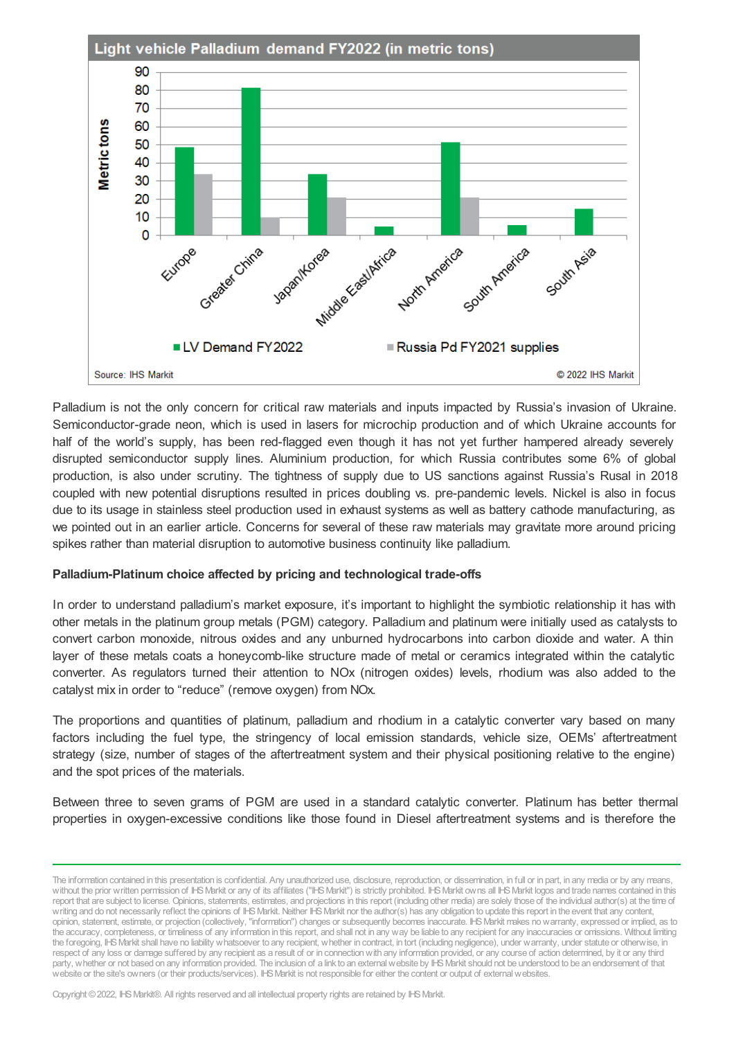**Light vehicle Palladium demand FY2022 (in metric tons)**

Source: IHS Markit

© 2022 IHS Markit

Palladium is not the only concern for critical raw materials and inputs impacted by Russia's invasion of Ukraine. Semiconductor-grade neon, which is used in lasers for microchip production and of which Ukraine accounts for half of the world's supply, has been red-flagged even though it has not yet further hampered already severely disrupted semiconductor supply lines. Aluminium production, for which Russia contributes some 6% of global production, is also under scrutiny. The tightness of supply due to US sanctions against Russia's Rusal in 2018 coupled with new potential disruptions resulted in prices doubling vs. pre-pandemic levels. Nickel is also in focus due to its usage in stainless steel production used in exhaust systems as well as battery cathode manufacturing, as we pointed out in an earlier article. Concerns for several of these raw materials may gravitate more around pricing spikes rather than material disruption to automotive business continuity like palladium.

**Palladium-Platinum choice affected by pricing and technological trade-offs**

In order to understand palladium's market exposure, it's important to highlight the symbiotic relationship it has with other metals in the platinum group metals (PGM) category. Palladium and platinum were initially used as catalysts to convert carbon monoxide, nitrous oxides and any unburned hydrocarbons into carbon dioxide and water. A thin layer of these metals coats a honeycomb-like structure made of metal or ceramics integrated within the catalytic converter. As regulators turned their attention to NOx (nitrogen oxides) levels, rhodium was also added to the catalyst mix in order to "reduce" (remove oxygen) from NOx.

The proportions and quantities of platinum, palladium and rhodium in a catalytic converter vary based on many factors including the fuel type, the stringency of local emission standards, vehicle size, OEMs' aftertreatment strategy (size, number of stages of the aftertreatment system and their physical positioning relative to the engine) and the spot prices of the materials.

Between three to seven grams of PGM are used in a standard catalytic converter. Platinum has better thermal properties in oxygen-excessive conditions like those found in Diesel aftertreatment systems and is therefore the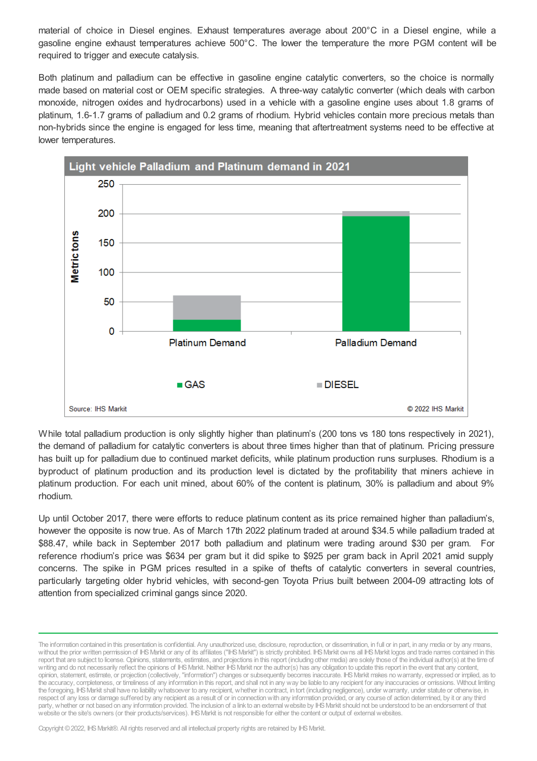material of choice in Diesel engines. Exhaust temperatures average about 200°C in a Diesel engine, while a gasoline engine exhaust temperatures achieve 500°C. The lower the temperature the more PGM content will be required to trigger and execute catalysis.

Both platinum and palladium can be effective in gasoline engine catalytic converters, so the choice is normally made based on material cost or OEM specific strategies. A three-way catalytic converter (which deals with carbon monoxide, nitrogen oxides and hydrocarbons) used in a vehicle with a gasoline engine uses about 1.8 grams of platinum, 1.6-1.7 grams of palladium and 0.2 grams of rhodium. Hybrid vehicles contain more precious metals than non-hybrids since the engine is engaged for less time, meaning that aftertreatment systems need to be effective at lower temperatures.

**Light vehicle Palladium and Platinum demand in 2021**

| | GAS | DIESEL |
|---|---|---|
| Platinum Demand | ~20 | ~40 |
| Palladium Demand | ~195 | ~8 |

*Metric tons*

Source: IHS Markit © 2022 IHS Markit

While total palladium production is only slightly higher than platinum's (200 tons vs 180 tons respectively in 2021), the demand of palladium for catalytic converters is about three times higher than that of platinum. Pricing pressure has built up for palladium due to continued market deficits, while platinum production runs surpluses. Rhodium is a byproduct of platinum production and its production level is dictated by the profitability that miners achieve in platinum production. For each unit mined, about 60% of the content is platinum, 30% is palladium and about 9% rhodium.

Up until October 2017, there were efforts to reduce platinum content as its price remained higher than palladium's, however the opposite is now true. As of March 17th 2022 platinum traded at around $34.5 while palladium traded at $88.47, while back in September 2017 both palladium and platinum were trading around $30 per gram. For reference rhodium's price was $634 per gram but it did spike to $925 per gram back in April 2021 amid supply concerns. The spike in PGM prices resulted in a spike of thefts of catalytic converters in several countries, particularly targeting older hybrid vehicles, with second-gen Toyota Prius built between 2004-09 attracting lots of attention from specialized criminal gangs since 2020.

The information contained in this presentation is confidential. Any unauthorized use, disclosure, reproduction, or dissemination, in full or in part, in any media or by any means, without the prior written permission of IHS Markit or any of its affiliates ("IHS Markit") is strictly prohibited. IHS Markit owns all IHS Markit logos and trade names contained in this report that are subject to license. Opinions, statements, estimates, and projections in this report (including other media) are solely those of the individual author(s) at the time of writing and do not necessarily reflect the opinions of IHS Markit. Neither IHS Markit nor the author(s) has any obligation to update this report in the event that any content, opinion, statement, estimate, or projection (collectively, "information") changes or subsequently becomes inaccurate. IHS Markit makes no warranty, expressed or implied, as to the accuracy, completeness, or timeliness of any information in this report, and shall not in any way be liable to any recipient for any inaccuracies or omissions. Without limiting the foregoing, IHS Markit shall have no liability whatsoever to any recipient, whether in contract, in tort (including negligence), under warranty, under statute or otherwise, in respect of any loss or damage suffered by any recipient as a result of or in connection with any information provided, or any course of action determined, by it or any third party, whether or not based on any information provided. The inclusion of a link to an external website by IHS Markit should not be understood to be an endorsement of that website or the site's owners (or their products/services). IHS Markit is not responsible for either the content or output of external websites.

Copyright © 2022, IHS Markit®. All rights reserved and all intellectual property rights are retained by IHS Markit.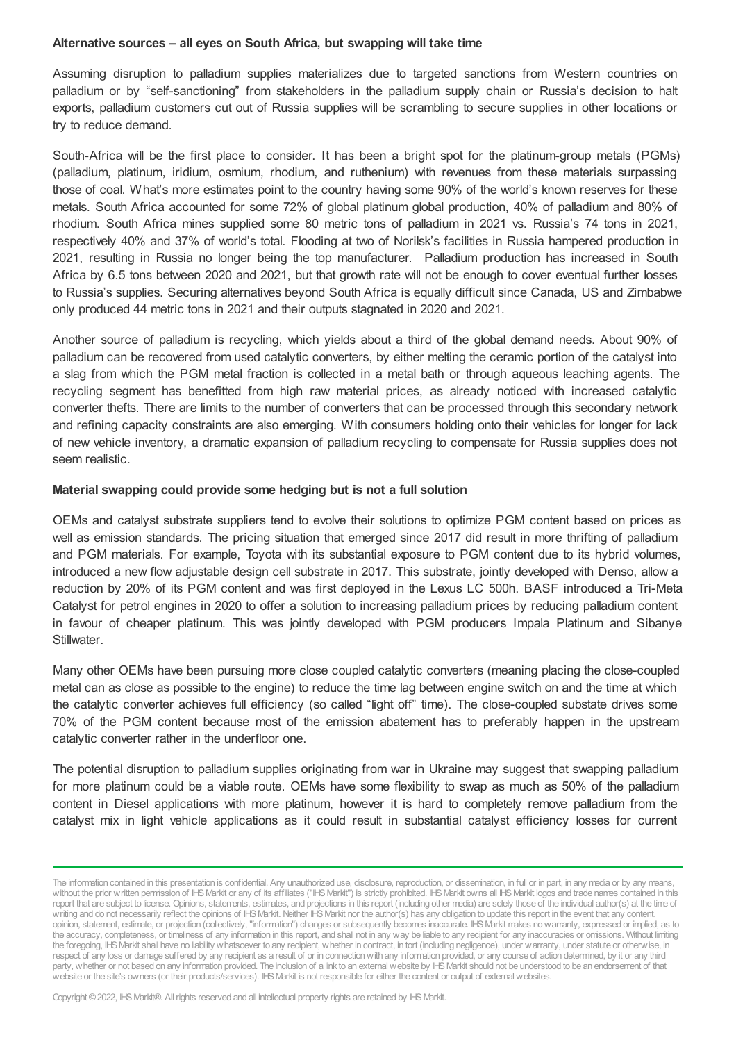**Alternative sources – all eyes on South Africa, but swapping will take time**

Assuming disruption to palladium supplies materializes due to targeted sanctions from Western countries on palladium or by "self-sanctioning" from stakeholders in the palladium supply chain or Russia's decision to halt exports, palladium customers cut out of Russia supplies will be scrambling to secure supplies in other locations or try to reduce demand.

South-Africa will be the first place to consider. It has been a bright spot for the platinum-group metals (PGMs) (palladium, platinum, iridium, osmium, rhodium, and ruthenium) with revenues from these materials surpassing those of coal. What's more estimates point to the country having some 90% of the world's known reserves for these metals. South Africa accounted for some 72% of global platinum global production, 40% of palladium and 80% of rhodium. South Africa mines supplied some 80 metric tons of palladium in 2021 vs. Russia's 74 tons in 2021, respectively 40% and 37% of world's total. Flooding at two of Norilsk's facilities in Russia hampered production in 2021, resulting in Russia no longer being the top manufacturer. Palladium production has increased in South Africa by 6.5 tons between 2020 and 2021, but that growth rate will not be enough to cover eventual further losses to Russia's supplies. Securing alternatives beyond South Africa is equally difficult since Canada, US and Zimbabwe only produced 44 metric tons in 2021 and their outputs stagnated in 2020 and 2021.

Another source of palladium is recycling, which yields about a third of the global demand needs. About 90% of palladium can be recovered from used catalytic converters, by either melting the ceramic portion of the catalyst into a slag from which the PGM metal fraction is collected in a metal bath or through aqueous leaching agents. The recycling segment has benefitted from high raw material prices, as already noticed with increased catalytic converter thefts. There are limits to the number of converters that can be processed through this secondary network and refining capacity constraints are also emerging. With consumers holding onto their vehicles for longer for lack of new vehicle inventory, a dramatic expansion of palladium recycling to compensate for Russia supplies does not seem realistic.

**Material swapping could provide some hedging but is not a full solution**

OEMs and catalyst substrate suppliers tend to evolve their solutions to optimize PGM content based on prices as well as emission standards. The pricing situation that emerged since 2017 did result in more thrifting of palladium and PGM materials. For example, Toyota with its substantial exposure to PGM content due to its hybrid volumes, introduced a new flow adjustable design cell substrate in 2017. This substrate, jointly developed with Denso, allow a reduction by 20% of its PGM content and was first deployed in the Lexus LC 500h. BASF introduced a Tri-Meta Catalyst for petrol engines in 2020 to offer a solution to increasing palladium prices by reducing palladium content in favour of cheaper platinum. This was jointly developed with PGM producers Impala Platinum and Sibanye Stillwater.

Many other OEMs have been pursuing more close coupled catalytic converters (meaning placing the close-coupled metal can as close as possible to the engine) to reduce the time lag between engine switch on and the time at which the catalytic converter achieves full efficiency (so called "light off" time). The close-coupled substate drives some 70% of the PGM content because most of the emission abatement has to preferably happen in the upstream catalytic converter rather in the underfloor one.

The potential disruption to palladium supplies originating from war in Ukraine may suggest that swapping palladium for more platinum could be a viable route. OEMs have some flexibility to swap as much as 50% of the palladium content in Diesel applications with more platinum, however it is hard to completely remove palladium from the catalyst mix in light vehicle applications as it could result in substantial catalyst efficiency losses for current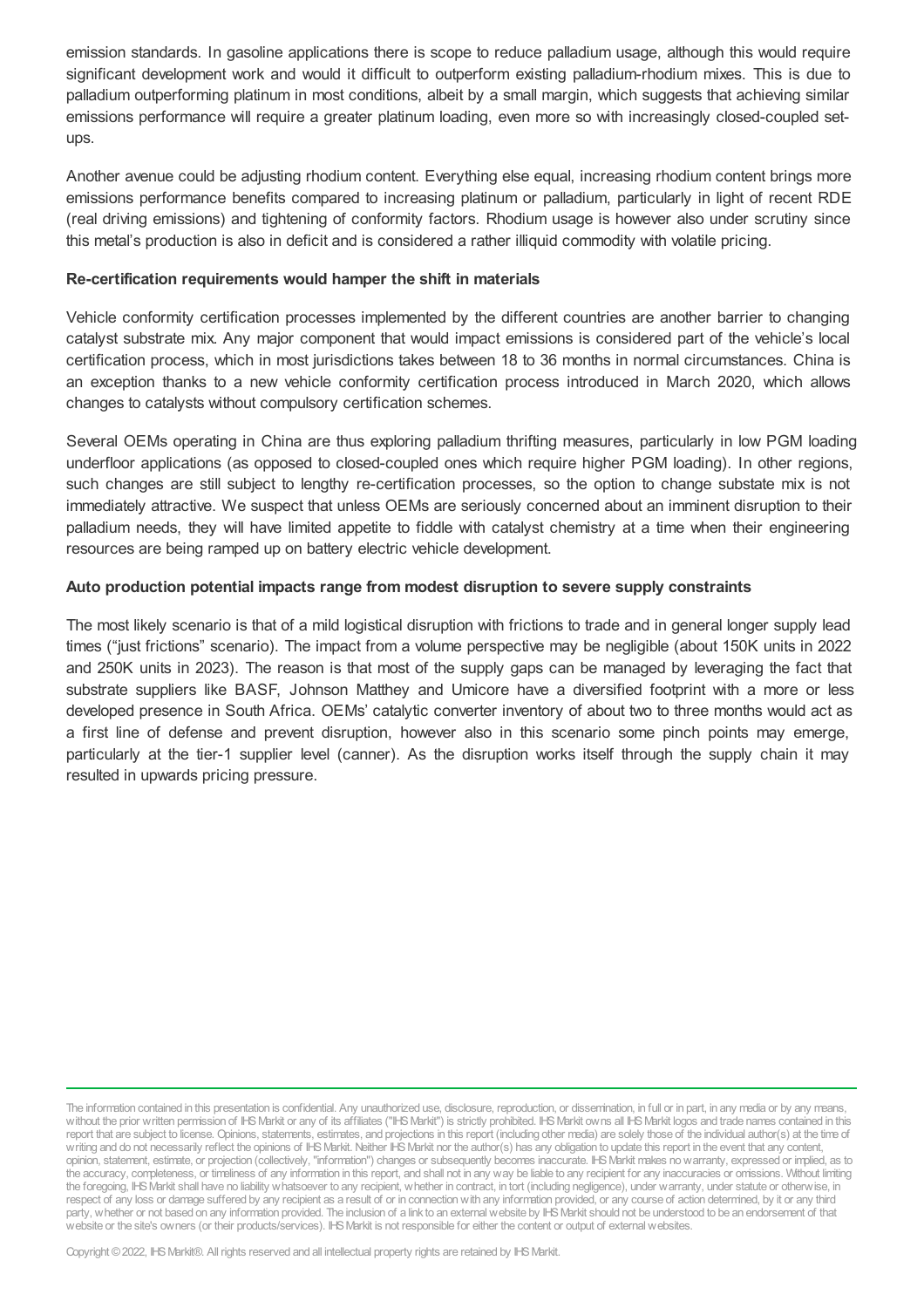emission standards. In gasoline applications there is scope to reduce palladium usage, although this would require significant development work and would it difficult to outperform existing palladium-rhodium mixes. This is due to palladium outperforming platinum in most conditions, albeit by a small margin, which suggests that achieving similar emissions performance will require a greater platinum loading, even more so with increasingly closed-coupled set-ups.

Another avenue could be adjusting rhodium content. Everything else equal, increasing rhodium content brings more emissions performance benefits compared to increasing platinum or palladium, particularly in light of recent RDE (real driving emissions) and tightening of conformity factors. Rhodium usage is however also under scrutiny since this metal's production is also in deficit and is considered a rather illiquid commodity with volatile pricing.

**Re-certification requirements would hamper the shift in materials**

Vehicle conformity certification processes implemented by the different countries are another barrier to changing catalyst substrate mix. Any major component that would impact emissions is considered part of the vehicle's local certification process, which in most jurisdictions takes between 18 to 36 months in normal circumstances. China is an exception thanks to a new vehicle conformity certification process introduced in March 2020, which allows changes to catalysts without compulsory certification schemes.

Several OEMs operating in China are thus exploring palladium thrifting measures, particularly in low PGM loading underfloor applications (as opposed to closed-coupled ones which require higher PGM loading). In other regions, such changes are still subject to lengthy re-certification processes, so the option to change substate mix is not immediately attractive. We suspect that unless OEMs are seriously concerned about an imminent disruption to their palladium needs, they will have limited appetite to fiddle with catalyst chemistry at a time when their engineering resources are being ramped up on battery electric vehicle development.

**Auto production potential impacts range from modest disruption to severe supply constraints**

The most likely scenario is that of a mild logistical disruption with frictions to trade and in general longer supply lead times ("just frictions" scenario). The impact from a volume perspective may be negligible (about 150K units in 2022 and 250K units in 2023). The reason is that most of the supply gaps can be managed by leveraging the fact that substrate suppliers like BASF, Johnson Matthey and Umicore have a diversified footprint with a more or less developed presence in South Africa. OEMs' catalytic converter inventory of about two to three months would act as a first line of defense and prevent disruption, however also in this scenario some pinch points may emerge, particularly at the tier-1 supplier level (canner). As the disruption works itself through the supply chain it may resulted in upwards pricing pressure.

The information contained in this presentation is confidential. Any unauthorized use, disclosure, reproduction, or dissemination, in full or in part, in any media or by any means, without the prior written permission of IHS Markit or any of its affiliates ("IHS Markit") is strictly prohibited. IHS Markit owns all IHS Markit logos and trade names contained in this report that are subject to license. Opinions, statements, estimates, and projections in this report (including other media) are solely those of the individual author(s) at the time of writing and do not necessarily reflect the opinions of IHS Markit. Neither IHS Markit nor the author(s) has any obligation to update this report in the event that any content, opinion, statement, estimate, or projection (collectively, "information") changes or subsequently becomes inaccurate. IHS Markit makes no warranty, expressed or implied, as to the accuracy, completeness, or timeliness of any information in this report, and shall not in any way be liable to any recipient for any inaccuracies or omissions. Without limiting the foregoing, IHS Markit shall have no liability whatsoever to any recipient, whether in contract, in tort (including negligence), under warranty, under statute or otherwise, in respect of any loss or damage suffered by any recipient as a result of or in connection with any information provided, or any course of action determined, by it or any third party, whether or not based on any information provided. The inclusion of a link to an external website by IHS Markit should not be understood to be an endorsement of that website or the site's owners (or their products/services). IHS Markit is not responsible for either the content or output of external websites.

Copyright © 2022, IHS Markit®. All rights reserved and all intellectual property rights are retained by IHS Markit.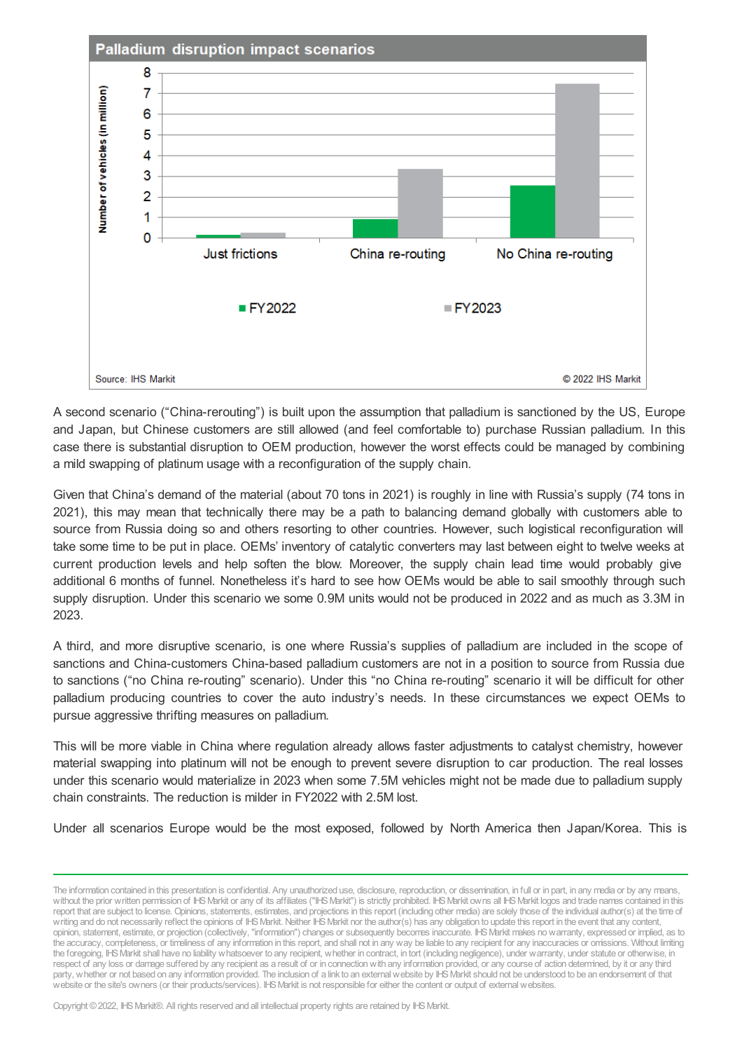**Palladium disruption impact scenarios**

| Scenario | FY2022 | FY2023 |
|---|---|---|
| Just frictions | ~0.1 | ~0.2 |
| China re-routing | 0.9 | 3.3 |
| No China re-routing | 2.5 | 7.5 |

Number of vehicles (in million)

Source: IHS Markit © 2022 IHS Markit

A second scenario ("China-rerouting") is built upon the assumption that palladium is sanctioned by the US, Europe and Japan, but Chinese customers are still allowed (and feel comfortable to) purchase Russian palladium. In this case there is substantial disruption to OEM production, however the worst effects could be managed by combining a mild swapping of platinum usage with a reconfiguration of the supply chain.

Given that China's demand of the material (about 70 tons in 2021) is roughly in line with Russia's supply (74 tons in 2021), this may mean that technically there may be a path to balancing demand globally with customers able to source from Russia doing so and others resorting to other countries. However, such logistical reconfiguration will take some time to be put in place. OEMs' inventory of catalytic converters may last between eight to twelve weeks at current production levels and help soften the blow. Moreover, the supply chain lead time would probably give additional 6 months of funnel. Nonetheless it's hard to see how OEMs would be able to sail smoothly through such supply disruption. Under this scenario we some 0.9M units would not be produced in 2022 and as much as 3.3M in 2023.

A third, and more disruptive scenario, is one where Russia's supplies of palladium are included in the scope of sanctions and China-customers China-based palladium customers are not in a position to source from Russia due to sanctions ("no China re-routing" scenario). Under this "no China re-routing" scenario it will be difficult for other palladium producing countries to cover the auto industry's needs. In these circumstances we expect OEMs to pursue aggressive thrifting measures on palladium.

This will be more viable in China where regulation already allows faster adjustments to catalyst chemistry, however material swapping into platinum will not be enough to prevent severe disruption to car production. The real losses under this scenario would materialize in 2023 when some 7.5M vehicles might not be made due to palladium supply chain constraints. The reduction is milder in FY2022 with 2.5M lost.

Under all scenarios Europe would be the most exposed, followed by North America then Japan/Korea. This is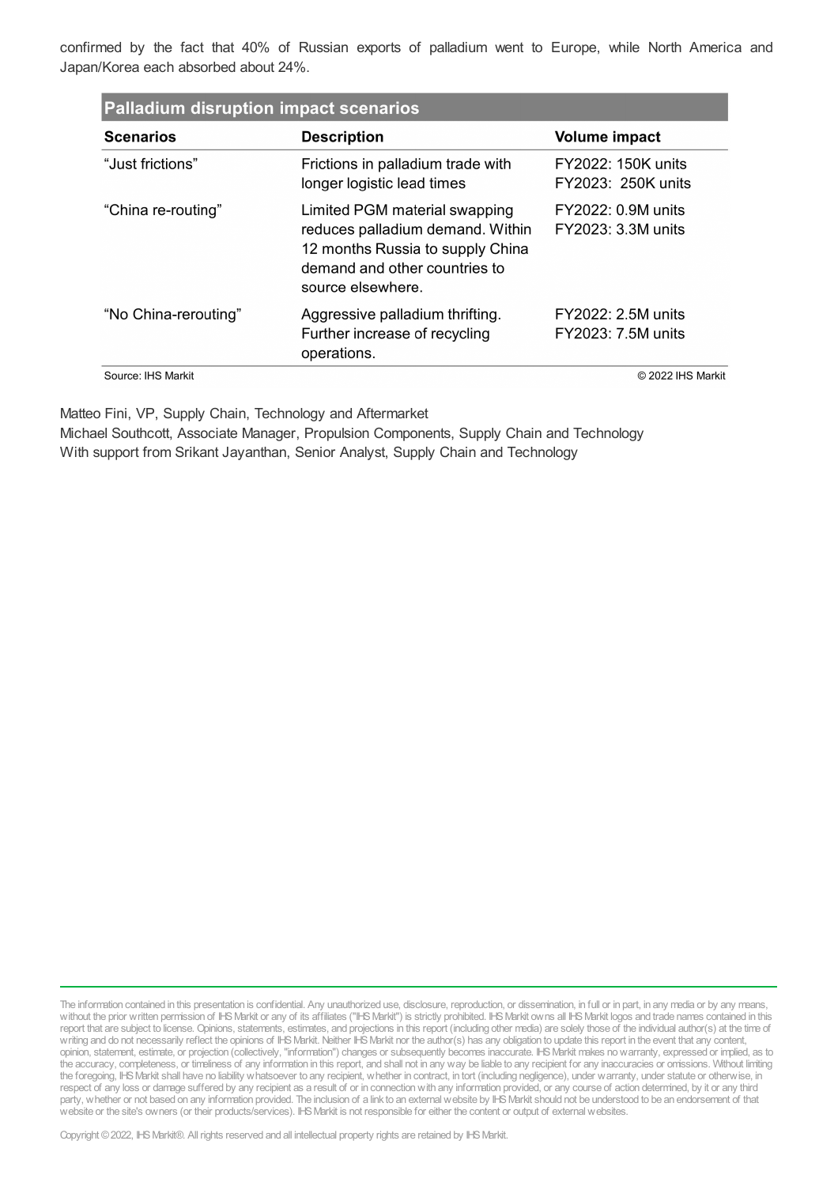confirmed by the fact that 40% of Russian exports of palladium went to Europe, while North America and Japan/Korea each absorbed about 24%.

**Palladium disruption impact scenarios**

| Scenarios | Description | Volume impact |
|---|---|---|
| "Just frictions" | Frictions in palladium trade with longer logistic lead times | FY2022: 150K units<br>FY2023: 250K units |
| "China re-routing" | Limited PGM material swapping reduces palladium demand. Within 12 months Russia to supply China demand and other countries to source elsewhere. | FY2022: 0.9M units<br>FY2023: 3.3M units |
| "No China-rerouting" | Aggressive palladium thrifting. Further increase of recycling operations. | FY2022: 2.5M units<br>FY2023: 7.5M units |

Source: IHS Markit © 2022 IHS Markit

Matteo Fini, VP, Supply Chain, Technology and Aftermarket
Michael Southcott, Associate Manager, Propulsion Components, Supply Chain and Technology
With support from Srikant Jayanthan, Senior Analyst, Supply Chain and Technology

The information contained in this presentation is confidential. Any unauthorized use, disclosure, reproduction, or dissemination, in full or in part, in any media or by any means, without the prior written permission of IHS Markit or any of its affiliates ("IHS Markit") is strictly prohibited. IHS Markit owns all IHS Markit logos and trade names contained in this report that are subject to license. Opinions, statements, estimates, and projections in this report (including other media) are solely those of the individual author(s) at the time of writing and do not necessarily reflect the opinions of IHS Markit. Neither IHS Markit nor the author(s) has any obligation to update this report in the event that any content, opinion, statement, estimate, or projection (collectively, "information") changes or subsequently becomes inaccurate. IHS Markit makes no warranty, expressed or implied, as to the accuracy, completeness, or timeliness of any information in this report, and shall not in any way be liable to any recipient for any inaccuracies or omissions. Without limiting the foregoing, IHS Markit shall have no liability whatsoever to any recipient, whether in contract, in tort (including negligence), under warranty, under statute or otherwise, in respect of any loss or damage suffered by any recipient as a result of or in connection with any information provided, or any course of action determined, by it or any third party, whether or not based on any information provided. The inclusion of a link to an external website by IHS Markit should not be understood to be an endorsement of that website or the site's owners (or their products/services). IHS Markit is not responsible for either the content or output of external websites.

Copyright © 2022, IHS Markit®. All rights reserved and all intellectual property rights are retained by IHS Markit.